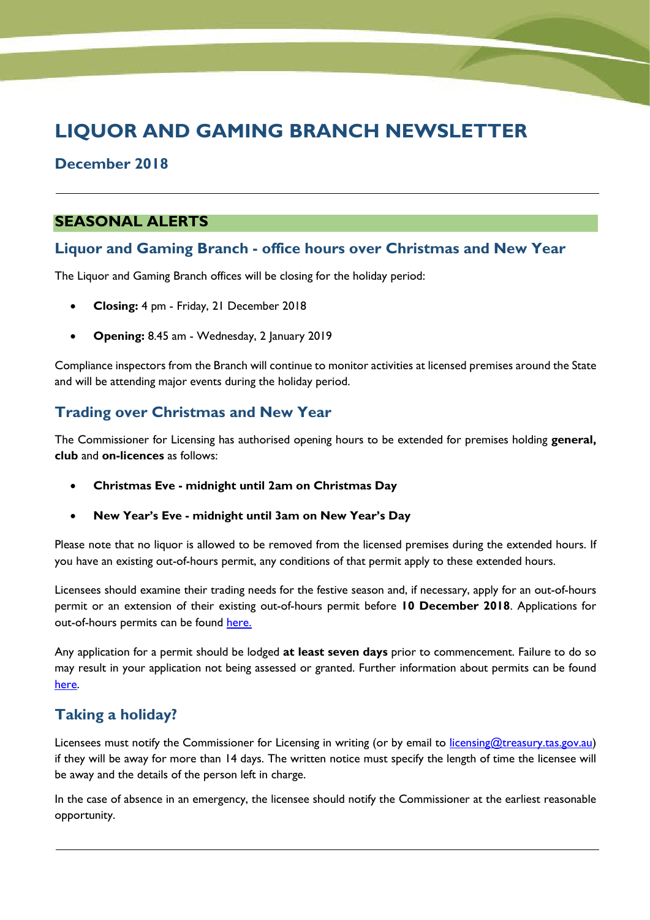# LIQUOR AND GAMING BRANCH NEWSLETTER

## December 2018

## SEASONAL ALERTS

### Liquor and Gaming Branch - office hours over Christmas and New Year

The Liquor and Gaming Branch offices will be closing for the holiday period:

- **Closing:** 4 pm - Friday, 21 December 2018
- **Opening:** 8.45 am - Wednesday, 2 January 2019

Compliance inspectors from the Branch will continue to monitor activities at licensed premises around the State and will be attending major events during the holiday period.

### Trading over Christmas and New Year

The Commissioner for Licensing has authorised opening hours to be extended for premises holding **general, club** and **on-licences** as follows:

- **Christmas Eve - midnight until 2am on Christmas Day**
- **New Year's Eve - midnight until 3am on New Year's Day**

Please note that no liquor is allowed to be removed from the licensed premises during the extended hours. If you have an existing out-of-hours permit, any conditions of that permit apply to these extended hours.

Licensees should examine their trading needs for the festive season and, if necessary, apply for an out-of-hours permit or an extension of their existing out-of-hours permit before **10 December 2018**. Applications for out-of-hours permits can be found here.

Any application for a permit should be lodged **at least seven days** prior to commencement. Failure to do so may result in your application not being assessed or granted. Further information about permits can be found here.

### Taking a holiday?

Licensees must notify the Commissioner for Licensing in writing (or by email to licensing@treasury.tas.gov.au) if they will be away for more than 14 days. The written notice must specify the length of time the licensee will be away and the details of the person left in charge.

In the case of absence in an emergency, the licensee should notify the Commissioner at the earliest reasonable opportunity.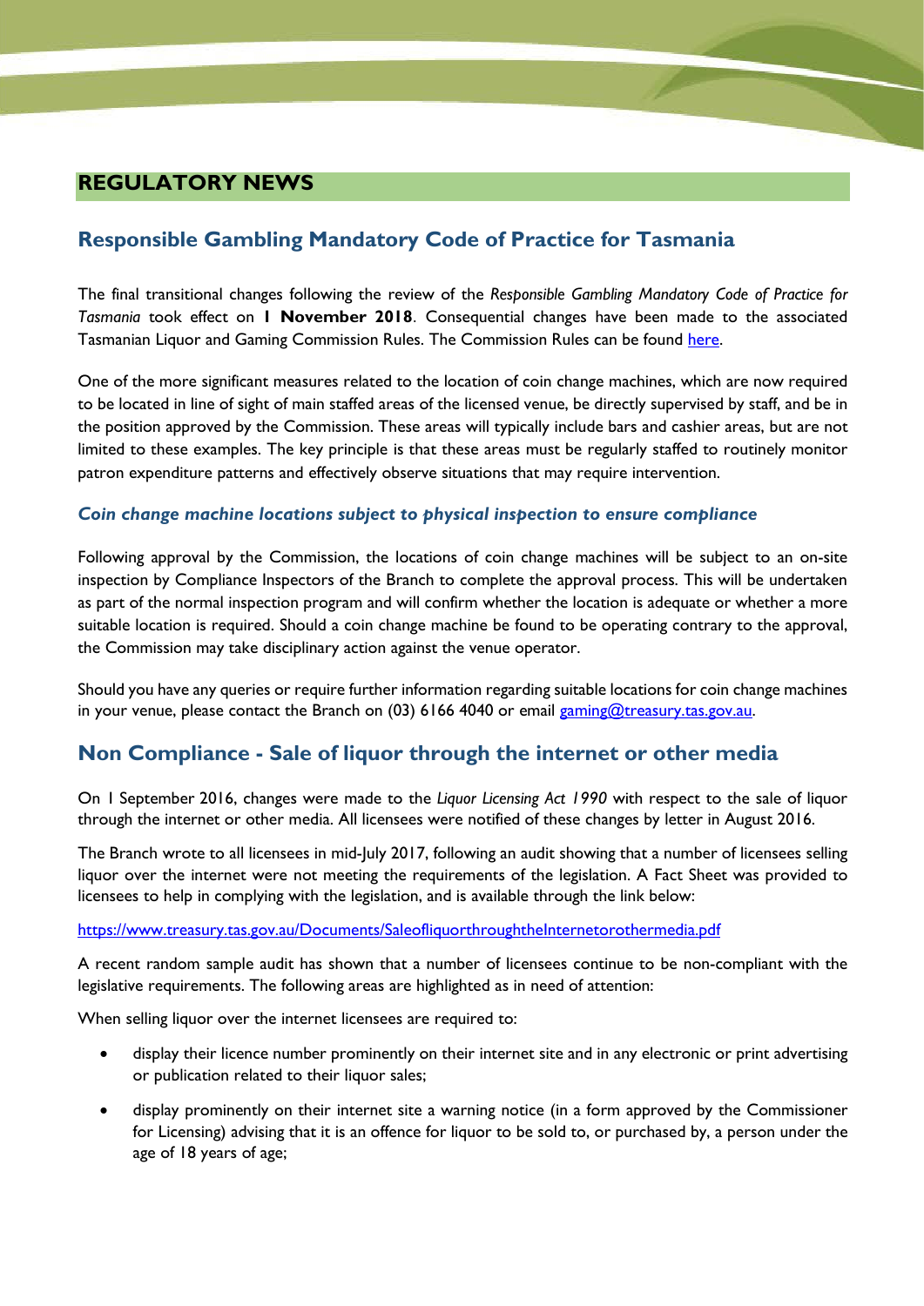## REGULATORY NEWS

## Responsible Gambling Mandatory Code of Practice for Tasmania

The final transitional changes following the review of the *Responsible Gambling Mandatory Code of Practice for Tasmania* took effect on **1 November 2018**. Consequential changes have been made to the associated Tasmanian Liquor and Gaming Commission Rules. The Commission Rules can be found here.

One of the more significant measures related to the location of coin change machines, which are now required to be located in line of sight of main staffed areas of the licensed venue, be directly supervised by staff, and be in the position approved by the Commission. These areas will typically include bars and cashier areas, but are not limited to these examples. The key principle is that these areas must be regularly staffed to routinely monitor patron expenditure patterns and effectively observe situations that may require intervention.

### *Coin change machine locations subject to physical inspection to ensure compliance*

Following approval by the Commission, the locations of coin change machines will be subject to an on-site inspection by Compliance Inspectors of the Branch to complete the approval process. This will be undertaken as part of the normal inspection program and will confirm whether the location is adequate or whether a more suitable location is required. Should a coin change machine be found to be operating contrary to the approval, the Commission may take disciplinary action against the venue operator.

Should you have any queries or require further information regarding suitable locations for coin change machines in your venue, please contact the Branch on (03) 6166 4040 or email gaming@treasury.tas.gov.au.

## Non Compliance - Sale of liquor through the internet or other media

On 1 September 2016, changes were made to the *Liquor Licensing Act 1990* with respect to the sale of liquor through the internet or other media. All licensees were notified of these changes by letter in August 2016.

The Branch wrote to all licensees in mid-July 2017, following an audit showing that a number of licensees selling liquor over the internet were not meeting the requirements of the legislation. A Fact Sheet was provided to licensees to help in complying with the legislation, and is available through the link below:

https://www.treasury.tas.gov.au/Documents/SaleofliquorthroughtheInternetorothermedia.pdf

A recent random sample audit has shown that a number of licensees continue to be non-compliant with the legislative requirements. The following areas are highlighted as in need of attention:

When selling liquor over the internet licensees are required to:

- display their licence number prominently on their internet site and in any electronic or print advertising or publication related to their liquor sales;
- display prominently on their internet site a warning notice (in a form approved by the Commissioner for Licensing) advising that it is an offence for liquor to be sold to, or purchased by, a person under the age of 18 years of age;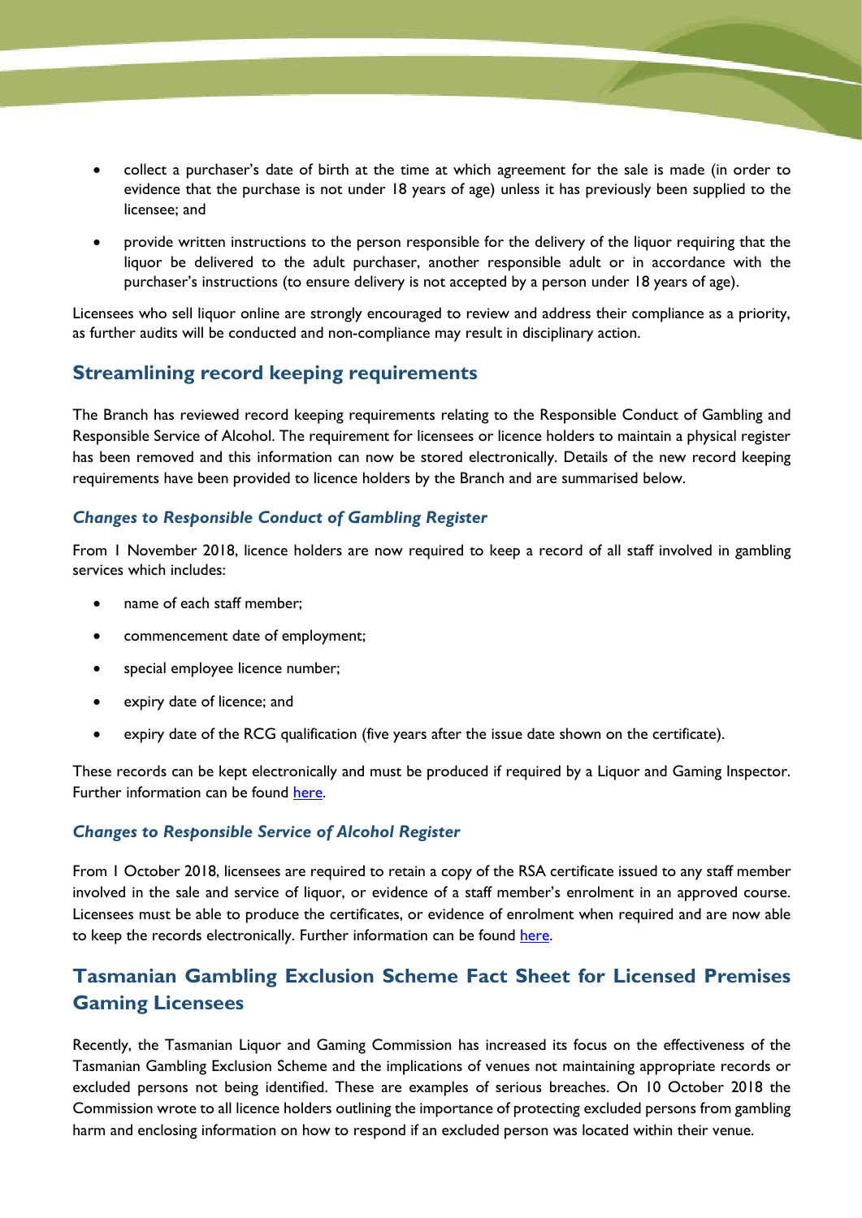- collect a purchaser's date of birth at the time at which agreement for the sale is made (in order to evidence that the purchase is not under 18 years of age) unless it has previously been supplied to the licensee; and
- provide written instructions to the person responsible for the delivery of the liquor requiring that the liquor be delivered to the adult purchaser, another responsible adult or in accordance with the purchaser's instructions (to ensure delivery is not accepted by a person under 18 years of age).

Licensees who sell liquor online are strongly encouraged to review and address their compliance as a priority, as further audits will be conducted and non-compliance may result in disciplinary action.

## Streamlining record keeping requirements

The Branch has reviewed record keeping requirements relating to the Responsible Conduct of Gambling and Responsible Service of Alcohol. The requirement for licensees or licence holders to maintain a physical register has been removed and this information can now be stored electronically. Details of the new record keeping requirements have been provided to licence holders by the Branch and are summarised below.

### *Changes to Responsible Conduct of Gambling Register*

From 1 November 2018, licence holders are now required to keep a record of all staff involved in gambling services which includes:

- name of each staff member;
- commencement date of employment;
- special employee licence number;
- expiry date of licence; and
- expiry date of the RCG qualification (five years after the issue date shown on the certificate).

These records can be kept electronically and must be produced if required by a Liquor and Gaming Inspector. Further information can be found here.

### *Changes to Responsible Service of Alcohol Register*

From 1 October 2018, licensees are required to retain a copy of the RSA certificate issued to any staff member involved in the sale and service of liquor, or evidence of a staff member's enrolment in an approved course. Licensees must be able to produce the certificates, or evidence of enrolment when required and are now able to keep the records electronically. Further information can be found here.

## Tasmanian Gambling Exclusion Scheme Fact Sheet for Licensed Premises Gaming Licensees

Recently, the Tasmanian Liquor and Gaming Commission has increased its focus on the effectiveness of the Tasmanian Gambling Exclusion Scheme and the implications of venues not maintaining appropriate records or excluded persons not being identified. These are examples of serious breaches. On 10 October 2018 the Commission wrote to all licence holders outlining the importance of protecting excluded persons from gambling harm and enclosing information on how to respond if an excluded person was located within their venue.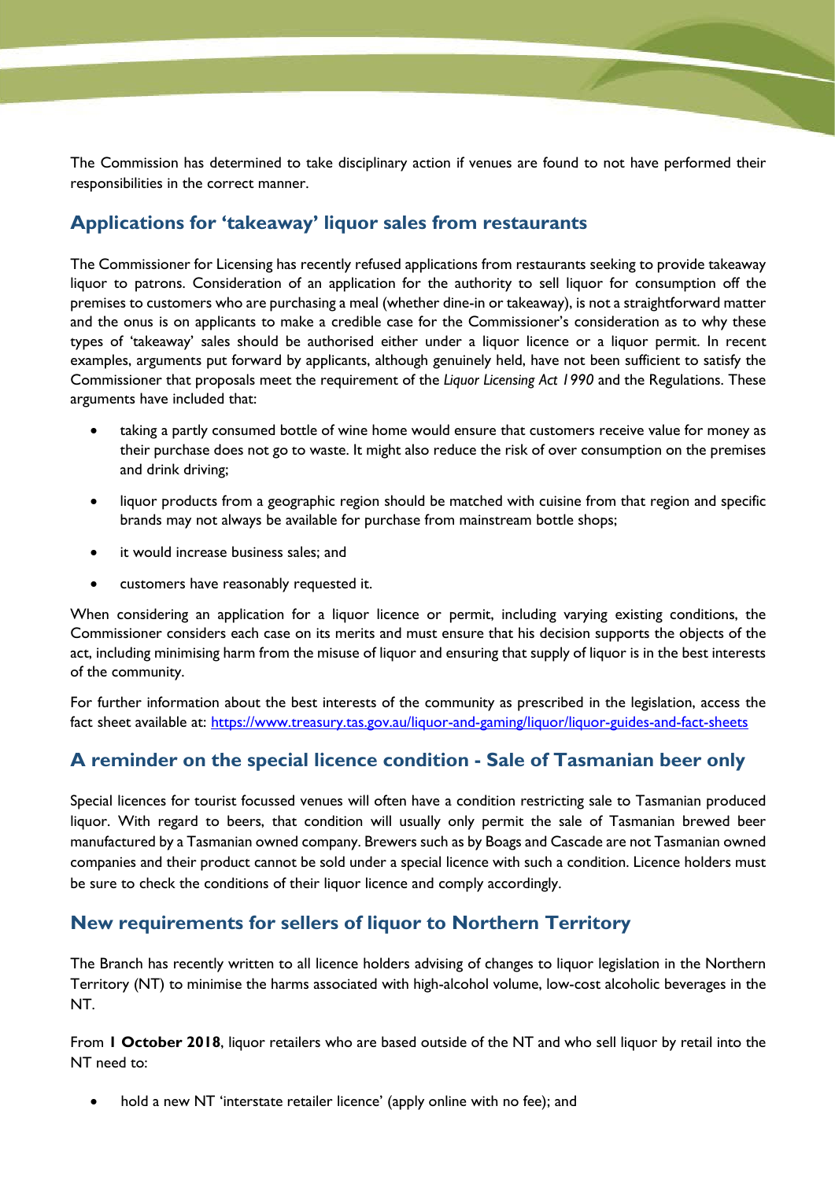The Commission has determined to take disciplinary action if venues are found to not have performed their responsibilities in the correct manner.

## Applications for 'takeaway' liquor sales from restaurants

The Commissioner for Licensing has recently refused applications from restaurants seeking to provide takeaway liquor to patrons. Consideration of an application for the authority to sell liquor for consumption off the premises to customers who are purchasing a meal (whether dine-in or takeaway), is not a straightforward matter and the onus is on applicants to make a credible case for the Commissioner's consideration as to why these types of 'takeaway' sales should be authorised either under a liquor licence or a liquor permit. In recent examples, arguments put forward by applicants, although genuinely held, have not been sufficient to satisfy the Commissioner that proposals meet the requirement of the *Liquor Licensing Act 1990* and the Regulations. These arguments have included that:

- taking a partly consumed bottle of wine home would ensure that customers receive value for money as their purchase does not go to waste. It might also reduce the risk of over consumption on the premises and drink driving;
- liquor products from a geographic region should be matched with cuisine from that region and specific brands may not always be available for purchase from mainstream bottle shops;
- it would increase business sales; and
- customers have reasonably requested it.

When considering an application for a liquor licence or permit, including varying existing conditions, the Commissioner considers each case on its merits and must ensure that his decision supports the objects of the act, including minimising harm from the misuse of liquor and ensuring that supply of liquor is in the best interests of the community.

For further information about the best interests of the community as prescribed in the legislation, access the fact sheet available at: [https://www.treasury.tas.gov.au/liquor-and-gaming/liquor/liquor-guides-and-fact-sheets](https://www.treasury.tas.gov.au/liquor-and-gaming/liquor/liquor-guides-and-fact-sheets)

## A reminder on the special licence condition - Sale of Tasmanian beer only

Special licences for tourist focussed venues will often have a condition restricting sale to Tasmanian produced liquor. With regard to beers, that condition will usually only permit the sale of Tasmanian brewed beer manufactured by a Tasmanian owned company. Brewers such as by Boags and Cascade are not Tasmanian owned companies and their product cannot be sold under a special licence with such a condition. Licence holders must be sure to check the conditions of their liquor licence and comply accordingly.

## New requirements for sellers of liquor to Northern Territory

The Branch has recently written to all licence holders advising of changes to liquor legislation in the Northern Territory (NT) to minimise the harms associated with high-alcohol volume, low-cost alcoholic beverages in the NT.

From **1 October 2018**, liquor retailers who are based outside of the NT and who sell liquor by retail into the NT need to:

- hold a new NT 'interstate retailer licence' (apply online with no fee); and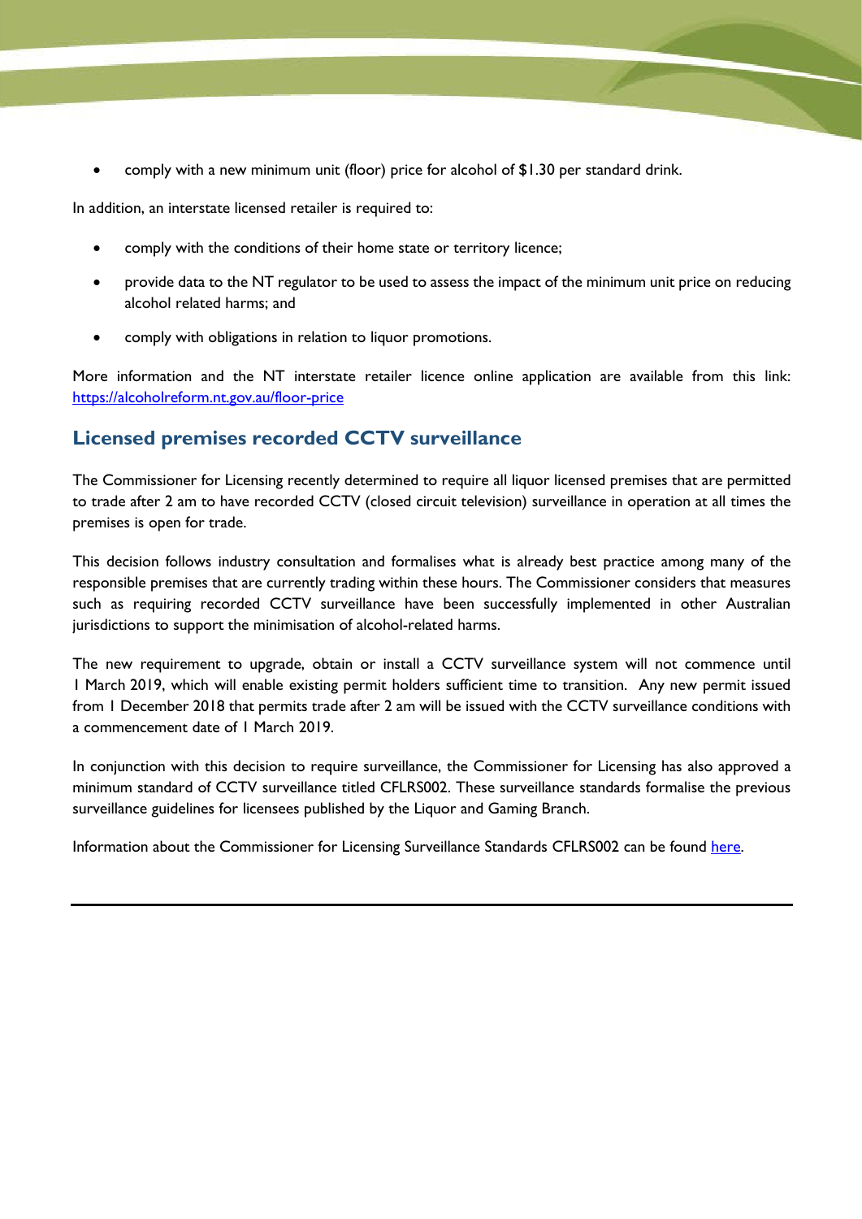- comply with a new minimum unit (floor) price for alcohol of $1.30 per standard drink.

In addition, an interstate licensed retailer is required to:

- comply with the conditions of their home state or territory licence;
- provide data to the NT regulator to be used to assess the impact of the minimum unit price on reducing alcohol related harms; and
- comply with obligations in relation to liquor promotions.

More information and the NT interstate retailer licence online application are available from this link: [https://alcoholreform.nt.gov.au/floor-price](https://alcoholreform.nt.gov.au/floor-price)

## Licensed premises recorded CCTV surveillance

The Commissioner for Licensing recently determined to require all liquor licensed premises that are permitted to trade after 2 am to have recorded CCTV (closed circuit television) surveillance in operation at all times the premises is open for trade.

This decision follows industry consultation and formalises what is already best practice among many of the responsible premises that are currently trading within these hours. The Commissioner considers that measures such as requiring recorded CCTV surveillance have been successfully implemented in other Australian jurisdictions to support the minimisation of alcohol-related harms.

The new requirement to upgrade, obtain or install a CCTV surveillance system will not commence until 1 March 2019, which will enable existing permit holders sufficient time to transition. Any new permit issued from 1 December 2018 that permits trade after 2 am will be issued with the CCTV surveillance conditions with a commencement date of 1 March 2019.

In conjunction with this decision to require surveillance, the Commissioner for Licensing has also approved a minimum standard of CCTV surveillance titled CFLRS002. These surveillance standards formalise the previous surveillance guidelines for licensees published by the Liquor and Gaming Branch.

Information about the Commissioner for Licensing Surveillance Standards CFLRS002 can be found here.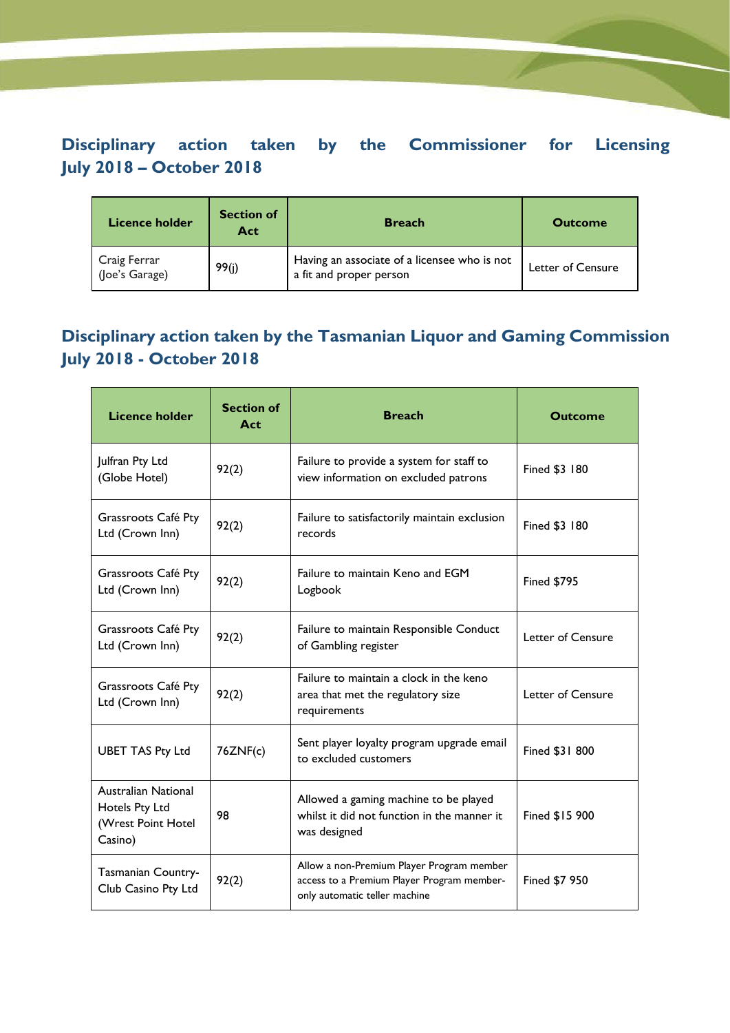## Disciplinary action taken by the Commissioner for Licensing July 2018 – October 2018

| Licence holder | Section of Act | Breach | Outcome |
|---|---|---|---|
| Craig Ferrar (Joe's Garage) | 99(j) | Having an associate of a licensee who is not a fit and proper person | Letter of Censure |

## Disciplinary action taken by the Tasmanian Liquor and Gaming Commission July 2018 - October 2018

| Licence holder | Section of Act | Breach | Outcome |
|---|---|---|---|
| Julfran Pty Ltd (Globe Hotel) | 92(2) | Failure to provide a system for staff to view information on excluded patrons | Fined $3 180 |
| Grassroots Café Pty Ltd (Crown Inn) | 92(2) | Failure to satisfactorily maintain exclusion records | Fined $3 180 |
| Grassroots Café Pty Ltd (Crown Inn) | 92(2) | Failure to maintain Keno and EGM Logbook | Fined $795 |
| Grassroots Café Pty Ltd (Crown Inn) | 92(2) | Failure to maintain Responsible Conduct of Gambling register | Letter of Censure |
| Grassroots Café Pty Ltd (Crown Inn) | 92(2) | Failure to maintain a clock in the keno area that met the regulatory size requirements | Letter of Censure |
| UBET TAS Pty Ltd | 76ZNF(c) | Sent player loyalty program upgrade email to excluded customers | Fined $31 800 |
| Australian National Hotels Pty Ltd (Wrest Point Hotel Casino) | 98 | Allowed a gaming machine to be played whilst it did not function in the manner it was designed | Fined $15 900 |
| Tasmanian Country-Club Casino Pty Ltd | 92(2) | Allow a non-Premium Player Program member access to a Premium Player Program member-only automatic teller machine | Fined $7 950 |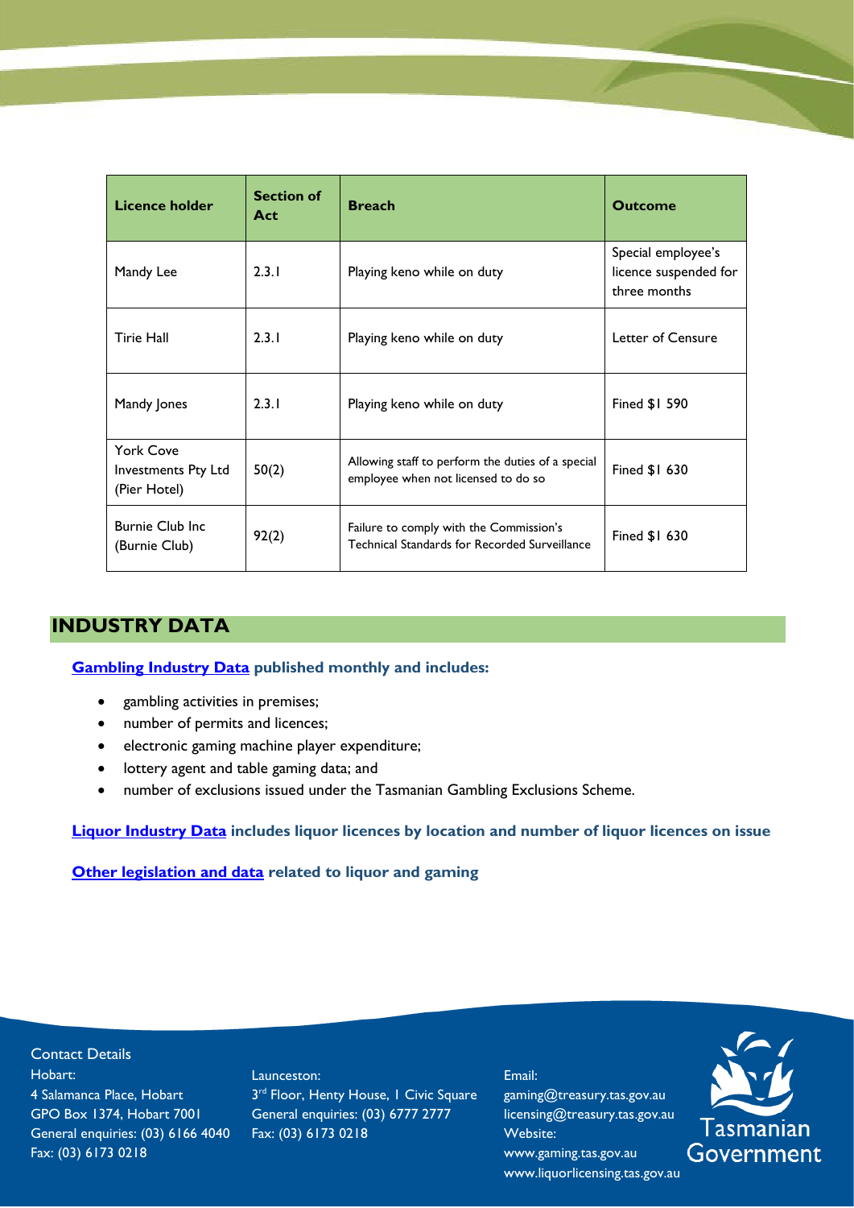| Licence holder | Section of Act | Breach | Outcome |
|---|---|---|---|
| Mandy Lee | 2.3.1 | Playing keno while on duty | Special employee's licence suspended for three months |
| Tirie Hall | 2.3.1 | Playing keno while on duty | Letter of Censure |
| Mandy Jones | 2.3.1 | Playing keno while on duty | Fined $1 590 |
| York Cove Investments Pty Ltd (Pier Hotel) | 50(2) | Allowing staff to perform the duties of a special employee when not licensed to do so | Fined $1 630 |
| Burnie Club Inc (Burnie Club) | 92(2) | Failure to comply with the Commission's Technical Standards for Recorded Surveillance | Fined $1 630 |

## INDUSTRY DATA

**Gambling Industry Data published monthly and includes:**

- gambling activities in premises;
- number of permits and licences;
- electronic gaming machine player expenditure;
- lottery agent and table gaming data; and
- number of exclusions issued under the Tasmanian Gambling Exclusions Scheme.

**Liquor Industry Data includes liquor licences by location and number of liquor licences on issue**

**Other legislation and data related to liquor and gaming**

Contact Details

Hobart:
4 Salamanca Place, Hobart
GPO Box 1374, Hobart 7001
General enquiries: (03) 6166 4040
Fax: (03) 6173 0218

Launceston:
3rd Floor, Henty House, 1 Civic Square
General enquiries: (03) 6777 2777
Fax: (03) 6173 0218

Email:
gaming@treasury.tas.gov.au
licensing@treasury.tas.gov.au
Website:
www.gaming.tas.gov.au
www.liquorlicensing.tas.gov.au

Tasmanian Government